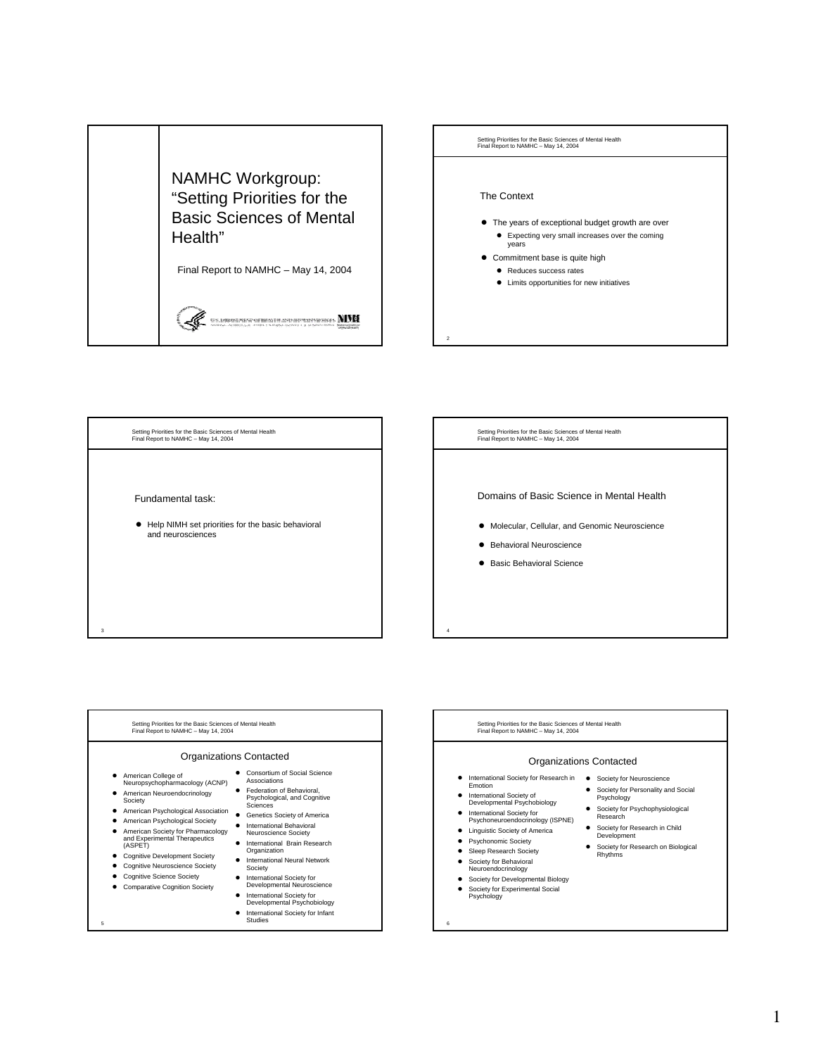# NAMHC Workgroup: "Setting Priorities for the Basic Sciences of Mental Health"

Final Report to NAMHC – May 14, 2004

U.S. DEPARTMENT OF HEALTH AND HUMAN SERVICES — NIMH

---

## The Context

- The years of exceptional budget growth are over
  - Expecting very small increases over the coming years
- Commitment base is quite high
  - Reduces success rates
  - Limits opportunities for new initiatives

---

## Fundamental task:

- Help NIMH set priorities for the basic behavioral and neurosciences

---

## Domains of Basic Science in Mental Health

- Molecular, Cellular, and Genomic Neuroscience
- Behavioral Neuroscience
- Basic Behavioral Science

---

## Organizations Contacted

- American College of Neuropsychopharmacology (ACNP)
- American Neuroendocrinology Society
- American Psychological Association
- American Psychological Society
- American Society for Pharmacology and Experimental Therapeutics (ASPET)
- Cognitive Development Society
- Cognitive Neuroscience Society
- Cognitive Science Society
- Comparative Cognition Society
- Consortium of Social Science Associations
- Federation of Behavioral, Psychological, and Cognitive Sciences
- Genetics Society of America
- International Behavioral Neuroscience Society
- International Brain Research Organization
- International Neural Network Society
- International Society for Developmental Neuroscience
- International Society for Developmental Psychobiology
- International Society for Infant Studies

---

## Organizations Contacted

- International Society for Research in Emotion
- International Society of Developmental Psychobiology
- International Society for Psychoneuroendocrinology (ISPNE)
- Linguistic Society of America
- Psychonomic Society
- Sleep Research Society
- Society for Behavioral Neuroendocrinology
- Society for Developmental Biology
- Society for Experimental Social Psychology
- Society for Neuroscience
- Society for Personality and Social Psychology
- Society for Psychophysiological Research
- Society for Research in Child Development
- Society for Research on Biological Rhythms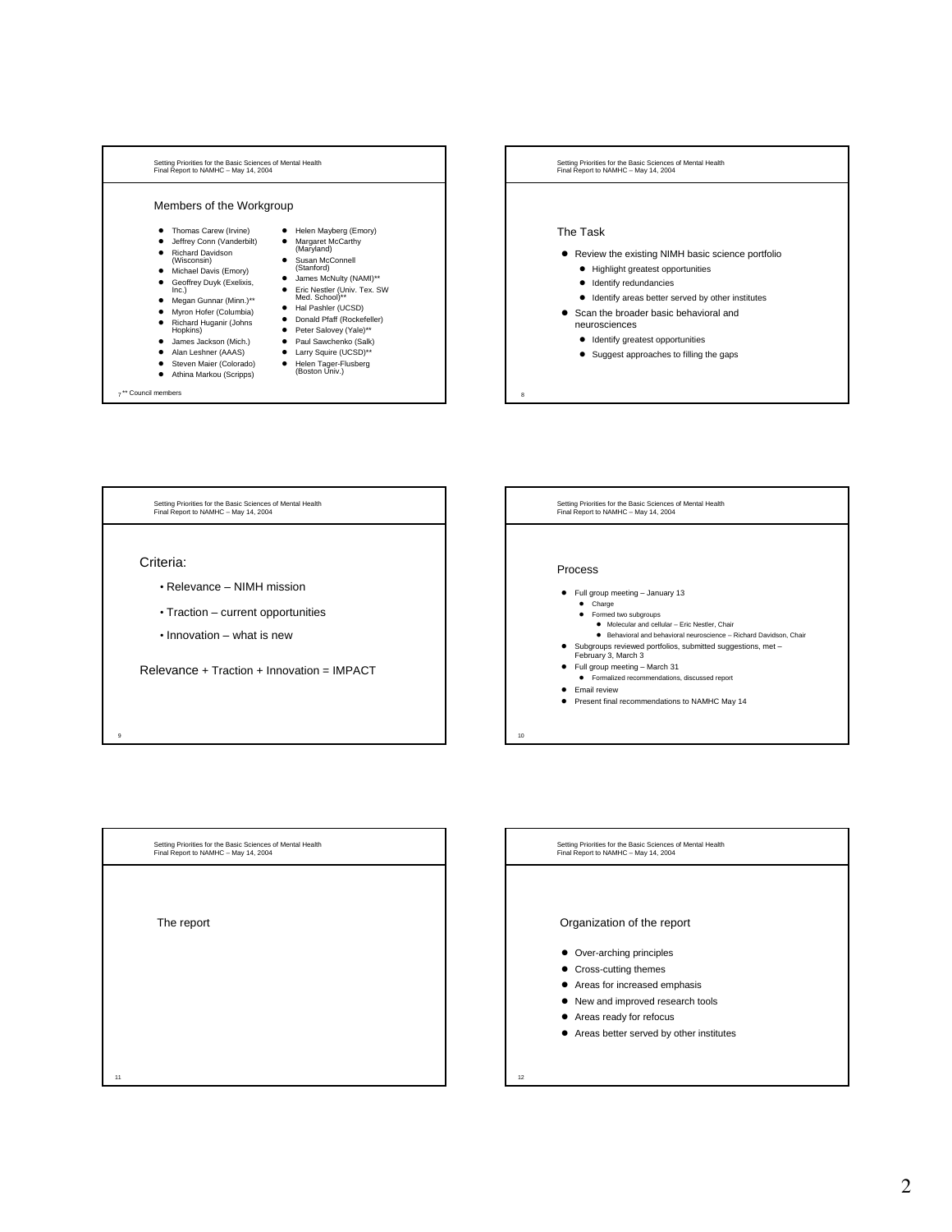## Members of the Workgroup

- Thomas Carew (Irvine)
- Jeffrey Conn (Vanderbilt)
- Richard Davidson (Wisconsin)
- Michael Davis (Emory)
- Geoffrey Duyk (Exelixis, Inc.)
- Megan Gunnar (Minn.)**
- Myron Hofer (Columbia)
- Richard Huganir (Johns Hopkins)
- James Jackson (Mich.)
- Alan Leshner (AAAS)
- Steven Maier (Colorado)
- Athina Markou (Scripps)
- Helen Mayberg (Emory)
- Margaret McCarthy (Maryland)
- Susan McConnell (Stanford)
- James McNulty (NAMI)**
- Eric Nestler (Univ. Tex. SW Med. School)**
- Hal Pashler (UCSD)
- Donald Pfaff (Rockefeller)
- Peter Salovey (Yale)**
- Paul Sawchenko (Salk)
- Larry Squire (UCSD)**
- Helen Tager-Flusberg (Boston Univ.)

** Council members

## The Task

- Review the existing NIMH basic science portfolio
  - Highlight greatest opportunities
  - Identify redundancies
  - Identify areas better served by other institutes
- Scan the broader basic behavioral and neurosciences
  - Identify greatest opportunities
  - Suggest approaches to filling the gaps

## Criteria:

- Relevance – NIMH mission
- Traction – current opportunities
- Innovation – what is new

Relevance + Traction + Innovation = IMPACT

## Process

- Full group meeting – January 13
  - Charge
  - Formed two subgroups
    - Molecular and cellular – Eric Nestler, Chair
    - Behavioral and behavioral neuroscience – Richard Davidson, Chair
- Subgroups reviewed portfolios, submitted suggestions, met – February 3, March 3
- Full group meeting – March 31
  - Formalized recommendations, discussed report
- Email review
- Present final recommendations to NAMHC May 14

## The report

## Organization of the report

- Over-arching principles
- Cross-cutting themes
- Areas for increased emphasis
- New and improved research tools
- Areas ready for refocus
- Areas better served by other institutes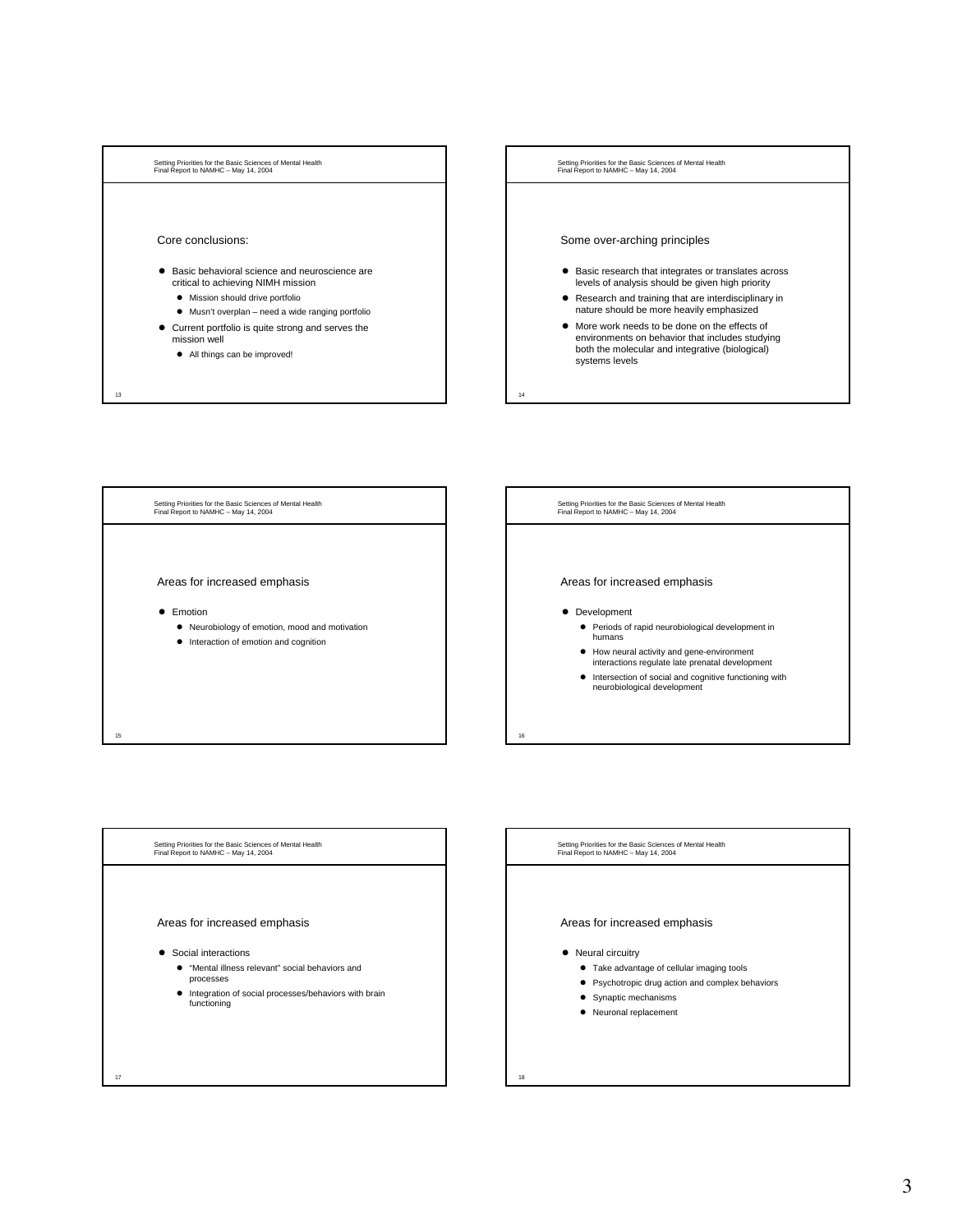## Core conclusions:

- Basic behavioral science and neuroscience are critical to achieving NIMH mission
  - Mission should drive portfolio
  - Musn't overplan – need a wide ranging portfolio
- Current portfolio is quite strong and serves the mission well
  - All things can be improved!

## Some over-arching principles

- Basic research that integrates or translates across levels of analysis should be given high priority
- Research and training that are interdisciplinary in nature should be more heavily emphasized
- More work needs to be done on the effects of environments on behavior that includes studying both the molecular and integrative (biological) systems levels

## Areas for increased emphasis

- Emotion
  - Neurobiology of emotion, mood and motivation
  - Interaction of emotion and cognition

## Areas for increased emphasis

- Development
  - Periods of rapid neurobiological development in humans
  - How neural activity and gene-environment interactions regulate late prenatal development
  - Intersection of social and cognitive functioning with neurobiological development

## Areas for increased emphasis

- Social interactions
  - "Mental illness relevant" social behaviors and processes
  - Integration of social processes/behaviors with brain functioning

## Areas for increased emphasis

- Neural circuitry
  - Take advantage of cellular imaging tools
  - Psychotropic drug action and complex behaviors
  - Synaptic mechanisms
  - Neuronal replacement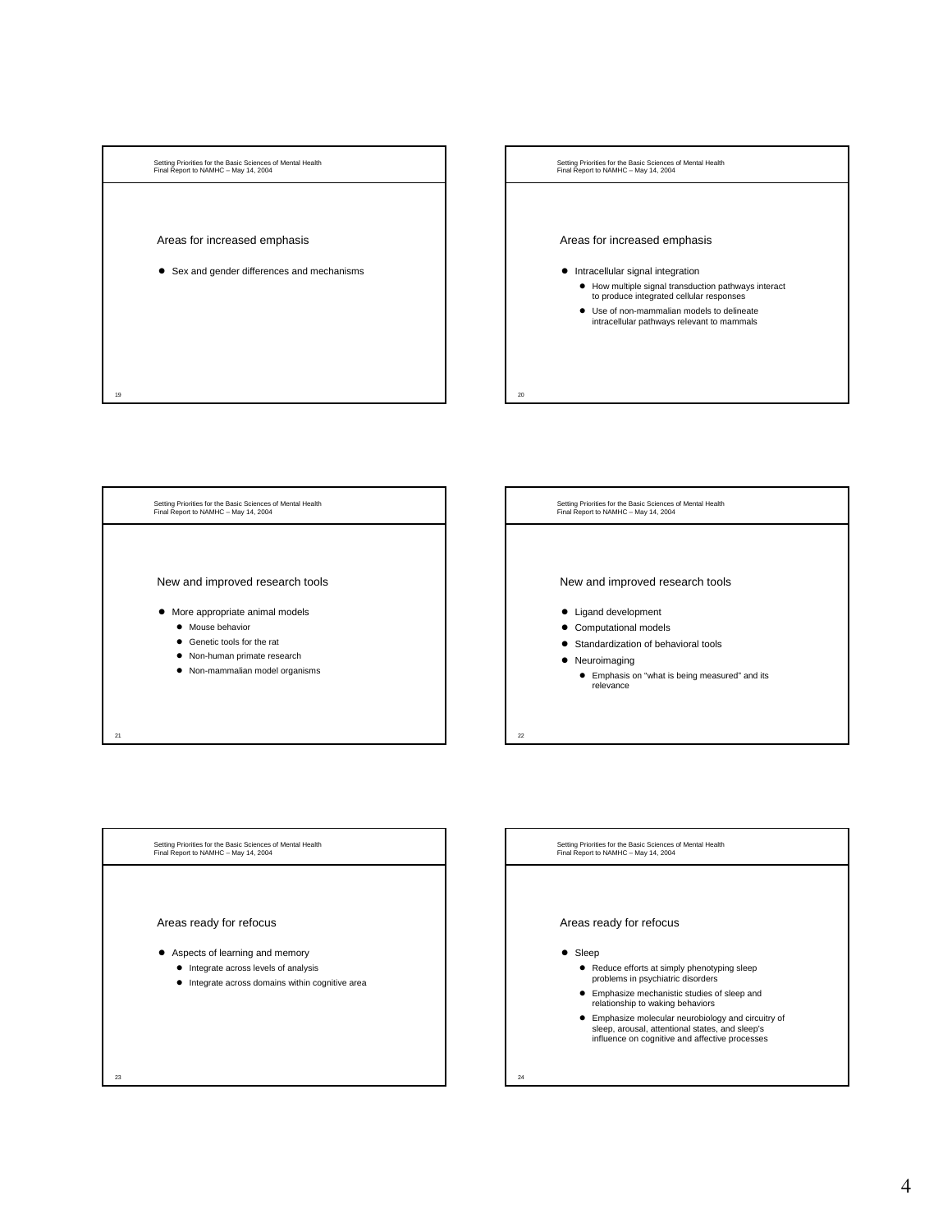## Areas for increased emphasis

- Sex and gender differences and mechanisms

## Areas for increased emphasis

- Intracellular signal integration
  - How multiple signal transduction pathways interact to produce integrated cellular responses
  - Use of non-mammalian models to delineate intracellular pathways relevant to mammals

## New and improved research tools

- More appropriate animal models
  - Mouse behavior
  - Genetic tools for the rat
  - Non-human primate research
  - Non-mammalian model organisms

## New and improved research tools

- Ligand development
- Computational models
- Standardization of behavioral tools
- Neuroimaging
  - Emphasis on "what is being measured" and its relevance

## Areas ready for refocus

- Aspects of learning and memory
  - Integrate across levels of analysis
  - Integrate across domains within cognitive area

## Areas ready for refocus

- Sleep
  - Reduce efforts at simply phenotyping sleep problems in psychiatric disorders
  - Emphasize mechanistic studies of sleep and relationship to waking behaviors
  - Emphasize molecular neurobiology and circuitry of sleep, arousal, attentional states, and sleep's influence on cognitive and affective processes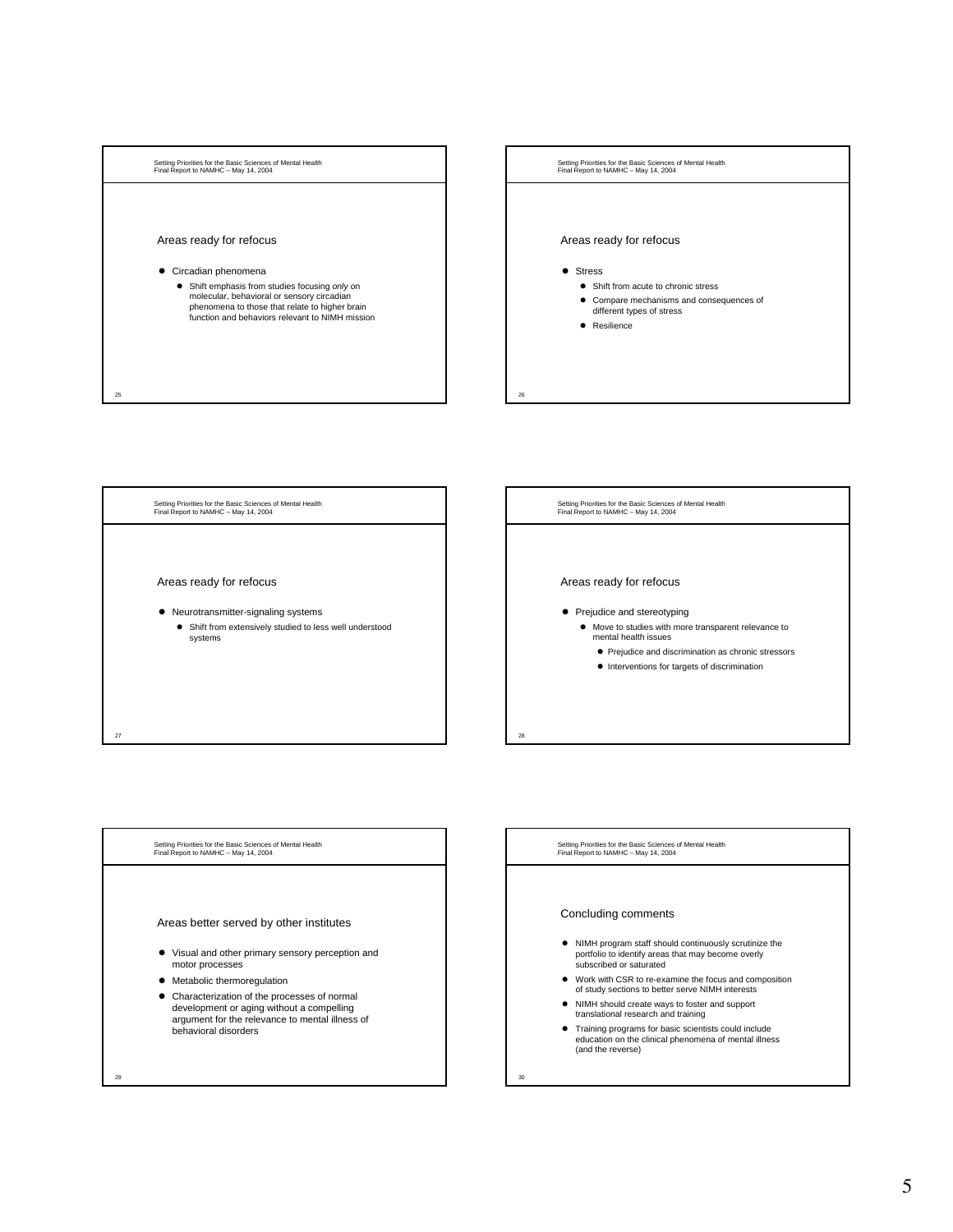## Areas ready for refocus

- Circadian phenomena
  - Shift emphasis from studies focusing *only* on molecular, behavioral or sensory circadian phenomena to those that relate to higher brain function and behaviors relevant to NIMH mission

## Areas ready for refocus

- Stress
  - Shift from acute to chronic stress
  - Compare mechanisms and consequences of different types of stress
  - Resilience

## Areas ready for refocus

- Neurotransmitter-signaling systems
  - Shift from extensively studied to less well understood systems

## Areas ready for refocus

- Prejudice and stereotyping
  - Move to studies with more transparent relevance to mental health issues
    - Prejudice and discrimination as chronic stressors
    - Interventions for targets of discrimination

## Areas better served by other institutes

- Visual and other primary sensory perception and motor processes
- Metabolic thermoregulation
- Characterization of the processes of normal development or aging without a compelling argument for the relevance to mental illness of behavioral disorders

## Concluding comments

- NIMH program staff should continuously scrutinize the portfolio to identify areas that may become overly subscribed or saturated
- Work with CSR to re-examine the focus and composition of study sections to better serve NIMH interests
- NIMH should create ways to foster and support translational research and training
- Training programs for basic scientists could include education on the clinical phenomena of mental illness (and the reverse)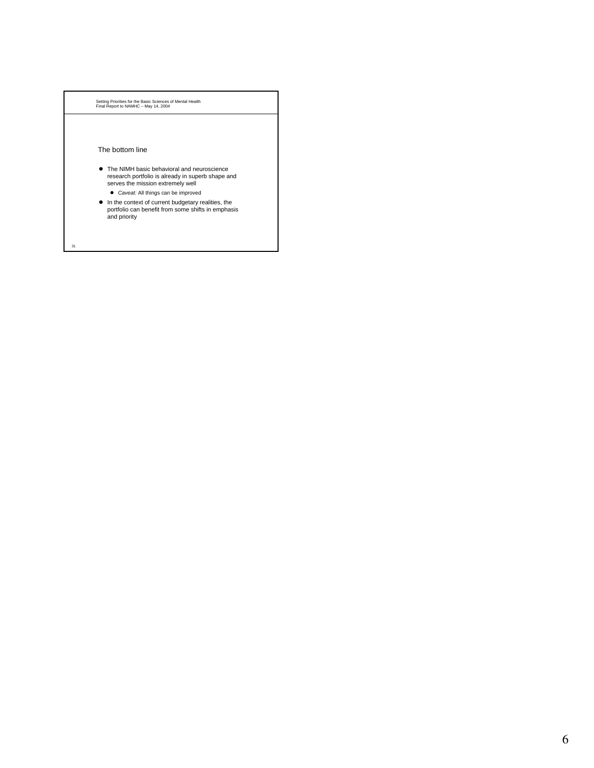Setting Priorities for the Basic Sciences of Mental Health
Final Report to NAMHC – May 14, 2004

## The bottom line

- The NIMH basic behavioral and neuroscience research portfolio is already in superb shape and serves the mission extremely well
  - *Caveat:* All things can be improved
- In the context of current budgetary realities, the portfolio can benefit from some shifts in emphasis and priority

31